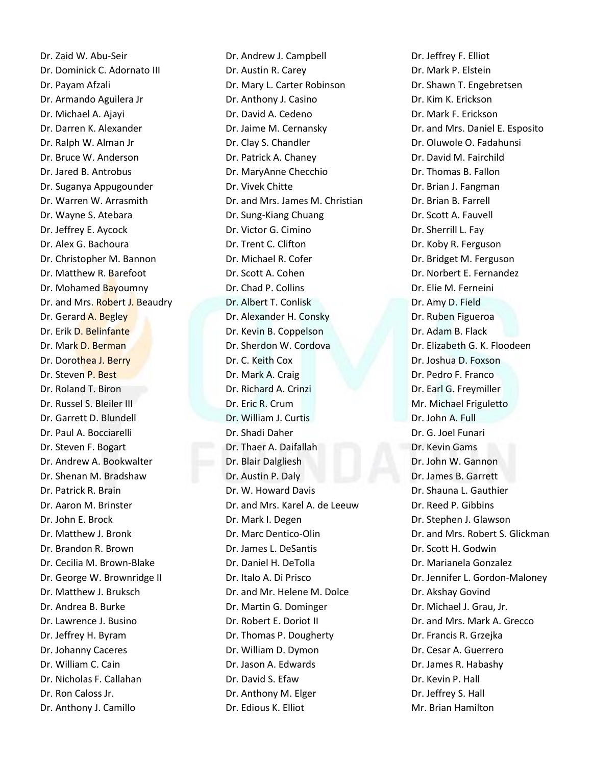Dr. Zaid W. Abu-Seir
Dr. Dominick C. Adornato III
Dr. Payam Afzali
Dr. Armando Aguilera Jr
Dr. Michael A. Ajayi
Dr. Darren K. Alexander
Dr. Ralph W. Alman Jr
Dr. Bruce W. Anderson
Dr. Jared B. Antrobus
Dr. Suganya Appugounder
Dr. Warren W. Arrasmith
Dr. Wayne S. Atebara
Dr. Jeffrey E. Aycock
Dr. Alex G. Bachoura
Dr. Christopher M. Bannon
Dr. Matthew R. Barefoot
Dr. Mohamed Bayoumny
Dr. and Mrs. Robert J. Beaudry
Dr. Gerard A. Begley
Dr. Erik D. Belinfante
Dr. Mark D. Berman
Dr. Dorothea J. Berry
Dr. Steven P. Best
Dr. Roland T. Biron
Dr. Russel S. Bleiler III
Dr. Garrett D. Blundell
Dr. Paul A. Bocciarelli
Dr. Steven F. Bogart
Dr. Andrew A. Bookwalter
Dr. Shenan M. Bradshaw
Dr. Patrick R. Brain
Dr. Aaron M. Brinster
Dr. John E. Brock
Dr. Matthew J. Bronk
Dr. Brandon R. Brown
Dr. Cecilia M. Brown-Blake
Dr. George W. Brownridge II
Dr. Matthew J. Bruksch
Dr. Andrea B. Burke
Dr. Lawrence J. Busino
Dr. Jeffrey H. Byram
Dr. Johanny Caceres
Dr. William C. Cain
Dr. Nicholas F. Callahan
Dr. Ron Caloss Jr.
Dr. Anthony J. Camillo
Dr. Andrew J. Campbell
Dr. Austin R. Carey
Dr. Mary L. Carter Robinson
Dr. Anthony J. Casino
Dr. David A. Cedeno
Dr. Jaime M. Cernansky
Dr. Clay S. Chandler
Dr. Patrick A. Chaney
Dr. MaryAnne Checchio
Dr. Vivek Chitte
Dr. and Mrs. James M. Christian
Dr. Sung-Kiang Chuang
Dr. Victor G. Cimino
Dr. Trent C. Clifton
Dr. Michael R. Cofer
Dr. Scott A. Cohen
Dr. Chad P. Collins
Dr. Albert T. Conlisk
Dr. Alexander H. Consky
Dr. Kevin B. Coppelson
Dr. Sherdon W. Cordova
Dr. C. Keith Cox
Dr. Mark A. Craig
Dr. Richard A. Crinzi
Dr. Eric R. Crum
Dr. William J. Curtis
Dr. Shadi Daher
Dr. Thaer A. Daifallah
Dr. Blair Dalgliesh
Dr. Austin P. Daly
Dr. W. Howard Davis
Dr. and Mrs. Karel A. de Leeuw
Dr. Mark I. Degen
Dr. Marc Dentico-Olin
Dr. James L. DeSantis
Dr. Daniel H. DeTolla
Dr. Italo A. Di Prisco
Dr. and Mr. Helene M. Dolce
Dr. Martin G. Dominger
Dr. Robert E. Doriot II
Dr. Thomas P. Dougherty
Dr. William D. Dymon
Dr. Jason A. Edwards
Dr. David S. Efaw
Dr. Anthony M. Elger
Dr. Edious K. Elliot
Dr. Jeffrey F. Elliot
Dr. Mark P. Elstein
Dr. Shawn T. Engebretsen
Dr. Kim K. Erickson
Dr. Mark F. Erickson
Dr. and Mrs. Daniel E. Esposito
Dr. Oluwole O. Fadahunsi
Dr. David M. Fairchild
Dr. Thomas B. Fallon
Dr. Brian J. Fangman
Dr. Brian B. Farrell
Dr. Scott A. Fauvell
Dr. Sherrill L. Fay
Dr. Koby R. Ferguson
Dr. Bridget M. Ferguson
Dr. Norbert E. Fernandez
Dr. Elie M. Ferneini
Dr. Amy D. Field
Dr. Ruben Figueroa
Dr. Adam B. Flack
Dr. Elizabeth G. K. Floodeen
Dr. Joshua D. Foxson
Dr. Pedro F. Franco
Dr. Earl G. Freymiller
Mr. Michael Friguletto
Dr. John A. Full
Dr. G. Joel Funari
Dr. Kevin Gams
Dr. John W. Gannon
Dr. James B. Garrett
Dr. Shauna L. Gauthier
Dr. Reed P. Gibbins
Dr. Stephen J. Glawson
Dr. and Mrs. Robert S. Glickman
Dr. Scott H. Godwin
Dr. Marianela Gonzalez
Dr. Jennifer L. Gordon-Maloney
Dr. Akshay Govind
Dr. Michael J. Grau, Jr.
Dr. and Mrs. Mark A. Grecco
Dr. Francis R. Grzejka
Dr. Cesar A. Guerrero
Dr. James R. Habashy
Dr. Kevin P. Hall
Dr. Jeffrey S. Hall
Mr. Brian Hamilton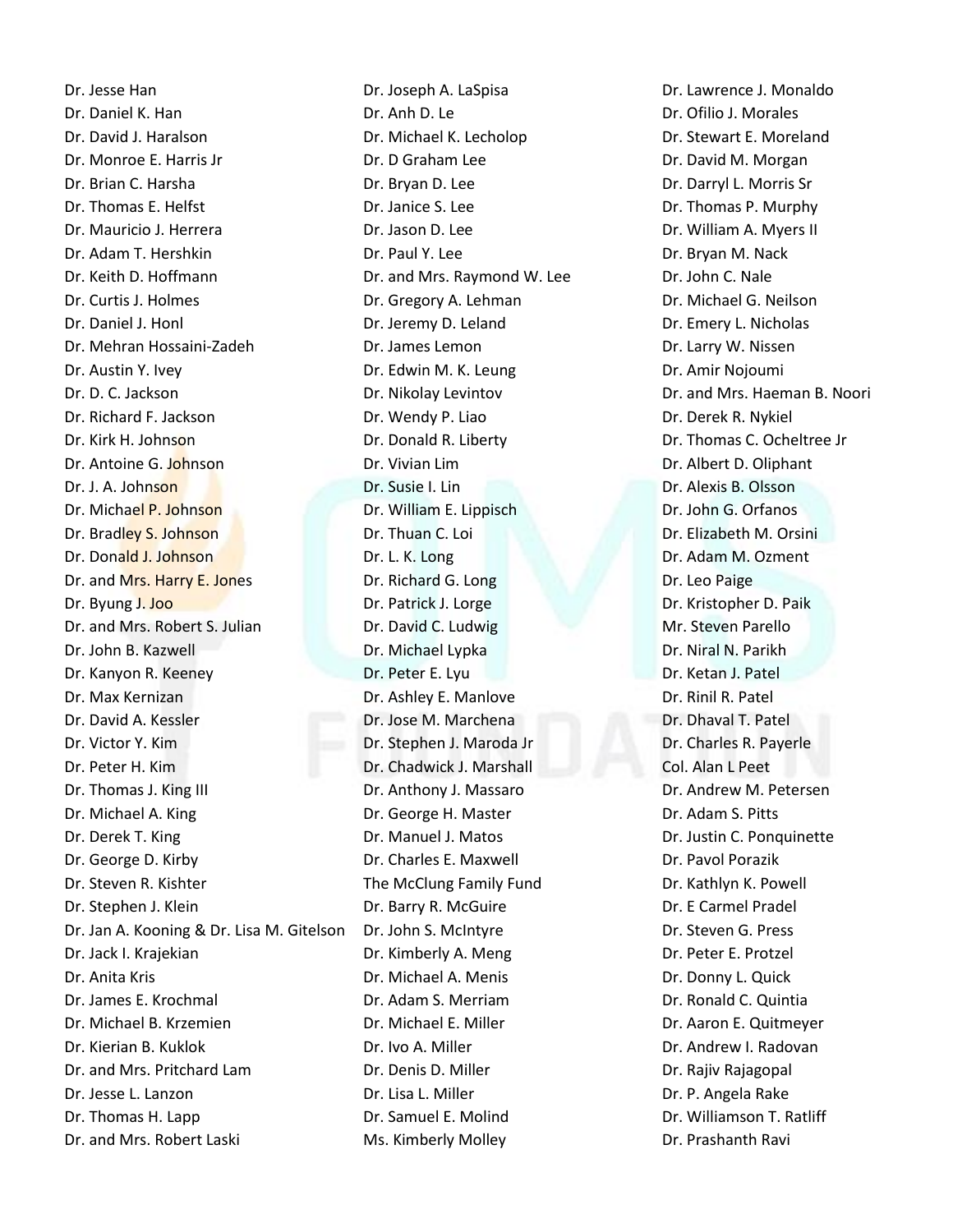Dr. Jesse Han
Dr. Daniel K. Han
Dr. David J. Haralson
Dr. Monroe E. Harris Jr
Dr. Brian C. Harsha
Dr. Thomas E. Helfst
Dr. Mauricio J. Herrera
Dr. Adam T. Hershkin
Dr. Keith D. Hoffmann
Dr. Curtis J. Holmes
Dr. Daniel J. Honl
Dr. Mehran Hossaini-Zadeh
Dr. Austin Y. Ivey
Dr. D. C. Jackson
Dr. Richard F. Jackson
Dr. Kirk H. Johnson
Dr. Antoine G. Johnson
Dr. J. A. Johnson
Dr. Michael P. Johnson
Dr. Bradley S. Johnson
Dr. Donald J. Johnson
Dr. and Mrs. Harry E. Jones
Dr. Byung J. Joo
Dr. and Mrs. Robert S. Julian
Dr. John B. Kazwell
Dr. Kanyon R. Keeney
Dr. Max Kernizan
Dr. David A. Kessler
Dr. Victor Y. Kim
Dr. Peter H. Kim
Dr. Thomas J. King III
Dr. Michael A. King
Dr. Derek T. King
Dr. George D. Kirby
Dr. Steven R. Kishter
Dr. Stephen J. Klein
Dr. Jan A. Kooning & Dr. Lisa M. Gitelson
Dr. Jack I. Krajekian
Dr. Anita Kris
Dr. James E. Krochmal
Dr. Michael B. Krzemien
Dr. Kierian B. Kuklok
Dr. and Mrs. Pritchard Lam
Dr. Jesse L. Lanzon
Dr. Thomas H. Lapp
Dr. and Mrs. Robert Laski
Dr. Joseph A. LaSpisa
Dr. Anh D. Le
Dr. Michael K. Lecholop
Dr. D Graham Lee
Dr. Bryan D. Lee
Dr. Janice S. Lee
Dr. Jason D. Lee
Dr. Paul Y. Lee
Dr. and Mrs. Raymond W. Lee
Dr. Gregory A. Lehman
Dr. Jeremy D. Leland
Dr. James Lemon
Dr. Edwin M. K. Leung
Dr. Nikolay Levintov
Dr. Wendy P. Liao
Dr. Donald R. Liberty
Dr. Vivian Lim
Dr. Susie I. Lin
Dr. William E. Lippisch
Dr. Thuan C. Loi
Dr. L. K. Long
Dr. Richard G. Long
Dr. Patrick J. Lorge
Dr. David C. Ludwig
Dr. Michael Lypka
Dr. Peter E. Lyu
Dr. Ashley E. Manlove
Dr. Jose M. Marchena
Dr. Stephen J. Maroda Jr
Dr. Chadwick J. Marshall
Dr. Anthony J. Massaro
Dr. George H. Master
Dr. Manuel J. Matos
Dr. Charles E. Maxwell
The McClung Family Fund
Dr. Barry R. McGuire
Dr. John S. McIntyre
Dr. Kimberly A. Meng
Dr. Michael A. Menis
Dr. Adam S. Merriam
Dr. Michael E. Miller
Dr. Ivo A. Miller
Dr. Denis D. Miller
Dr. Lisa L. Miller
Dr. Samuel E. Molind
Ms. Kimberly Molley
Dr. Lawrence J. Monaldo
Dr. Ofilio J. Morales
Dr. Stewart E. Moreland
Dr. David M. Morgan
Dr. Darryl L. Morris Sr
Dr. Thomas P. Murphy
Dr. William A. Myers II
Dr. Bryan M. Nack
Dr. John C. Nale
Dr. Michael G. Neilson
Dr. Emery L. Nicholas
Dr. Larry W. Nissen
Dr. Amir Nojoumi
Dr. and Mrs. Haeman B. Noori
Dr. Derek R. Nykiel
Dr. Thomas C. Ocheltree Jr
Dr. Albert D. Oliphant
Dr. Alexis B. Olsson
Dr. John G. Orfanos
Dr. Elizabeth M. Orsini
Dr. Adam M. Ozment
Dr. Leo Paige
Dr. Kristopher D. Paik
Mr. Steven Parello
Dr. Niral N. Parikh
Dr. Ketan J. Patel
Dr. Rinil R. Patel
Dr. Dhaval T. Patel
Dr. Charles R. Payerle
Col. Alan L Peet
Dr. Andrew M. Petersen
Dr. Adam S. Pitts
Dr. Justin C. Ponquinette
Dr. Pavol Porazik
Dr. Kathlyn K. Powell
Dr. E Carmel Pradel
Dr. Steven G. Press
Dr. Peter E. Protzel
Dr. Donny L. Quick
Dr. Ronald C. Quintia
Dr. Aaron E. Quitmeyer
Dr. Andrew I. Radovan
Dr. Rajiv Rajagopal
Dr. P. Angela Rake
Dr. Williamson T. Ratliff
Dr. Prashanth Ravi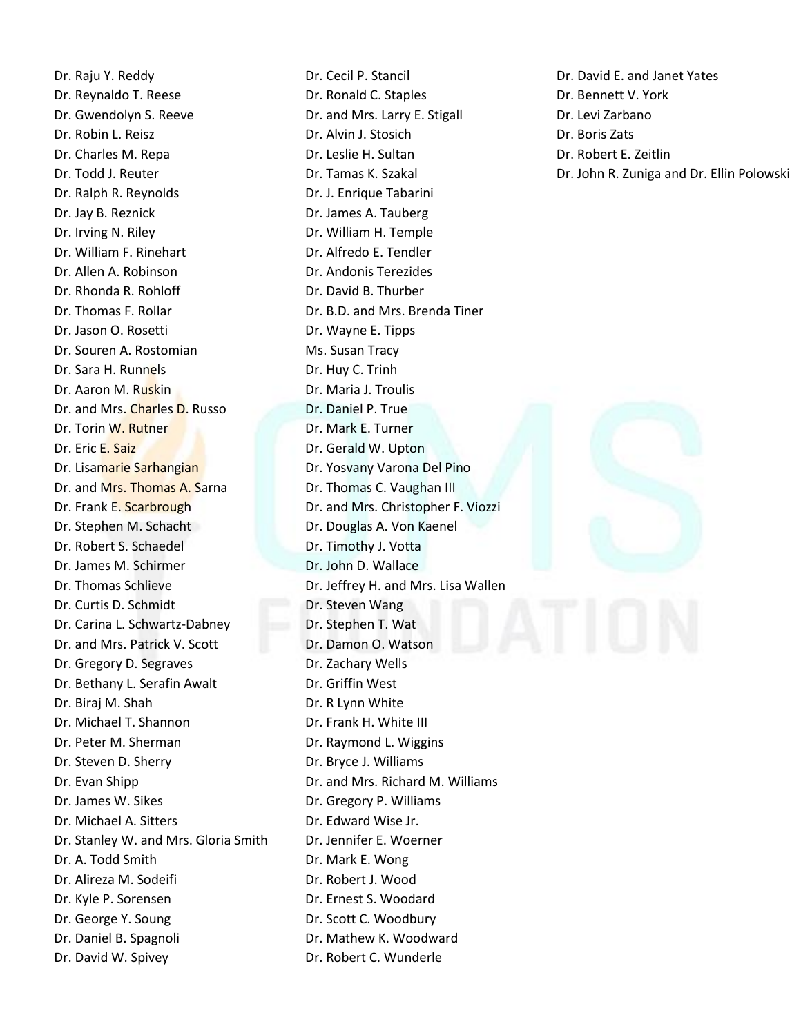Dr. Raju Y. Reddy
Dr. Reynaldo T. Reese
Dr. Gwendolyn S. Reeve
Dr. Robin L. Reisz
Dr. Charles M. Repa
Dr. Todd J. Reuter
Dr. Ralph R. Reynolds
Dr. Jay B. Reznick
Dr. Irving N. Riley
Dr. William F. Rinehart
Dr. Allen A. Robinson
Dr. Rhonda R. Rohloff
Dr. Thomas F. Rollar
Dr. Jason O. Rosetti
Dr. Souren A. Rostomian
Dr. Sara H. Runnels
Dr. Aaron M. Ruskin
Dr. and Mrs. Charles D. Russo
Dr. Torin W. Rutner
Dr. Eric E. Saiz
Dr. Lisamarie Sarhangian
Dr. and Mrs. Thomas A. Sarna
Dr. Frank E. Scarbrough
Dr. Stephen M. Schacht
Dr. Robert S. Schaedel
Dr. James M. Schirmer
Dr. Thomas Schlieve
Dr. Curtis D. Schmidt
Dr. Carina L. Schwartz-Dabney
Dr. and Mrs. Patrick V. Scott
Dr. Gregory D. Segraves
Dr. Bethany L. Serafin Awalt
Dr. Biraj M. Shah
Dr. Michael T. Shannon
Dr. Peter M. Sherman
Dr. Steven D. Sherry
Dr. Evan Shipp
Dr. James W. Sikes
Dr. Michael A. Sitters
Dr. Stanley W. and Mrs. Gloria Smith
Dr. A. Todd Smith
Dr. Alireza M. Sodeifi
Dr. Kyle P. Sorensen
Dr. George Y. Soung
Dr. Daniel B. Spagnoli
Dr. David W. Spivey
Dr. Cecil P. Stancil
Dr. Ronald C. Staples
Dr. and Mrs. Larry E. Stigall
Dr. Alvin J. Stosich
Dr. Leslie H. Sultan
Dr. Tamas K. Szakal
Dr. J. Enrique Tabarini
Dr. James A. Tauberg
Dr. William H. Temple
Dr. Alfredo E. Tendler
Dr. Andonis Terezides
Dr. David B. Thurber
Dr. B.D. and Mrs. Brenda Tiner
Dr. Wayne E. Tipps
Ms. Susan Tracy
Dr. Huy C. Trinh
Dr. Maria J. Troulis
Dr. Daniel P. True
Dr. Mark E. Turner
Dr. Gerald W. Upton
Dr. Yosvany Varona Del Pino
Dr. Thomas C. Vaughan III
Dr. and Mrs. Christopher F. Viozzi
Dr. Douglas A. Von Kaenel
Dr. Timothy J. Votta
Dr. John D. Wallace
Dr. Jeffrey H. and Mrs. Lisa Wallen
Dr. Steven Wang
Dr. Stephen T. Wat
Dr. Damon O. Watson
Dr. Zachary Wells
Dr. Griffin West
Dr. R Lynn White
Dr. Frank H. White III
Dr. Raymond L. Wiggins
Dr. Bryce J. Williams
Dr. and Mrs. Richard M. Williams
Dr. Gregory P. Williams
Dr. Edward Wise Jr.
Dr. Jennifer E. Woerner
Dr. Mark E. Wong
Dr. Robert J. Wood
Dr. Ernest S. Woodard
Dr. Scott C. Woodbury
Dr. Mathew K. Woodward
Dr. Robert C. Wunderle
Dr. David E. and Janet Yates
Dr. Bennett V. York
Dr. Levi Zarbano
Dr. Boris Zats
Dr. Robert E. Zeitlin
Dr. John R. Zuniga and Dr. Ellin Polowski